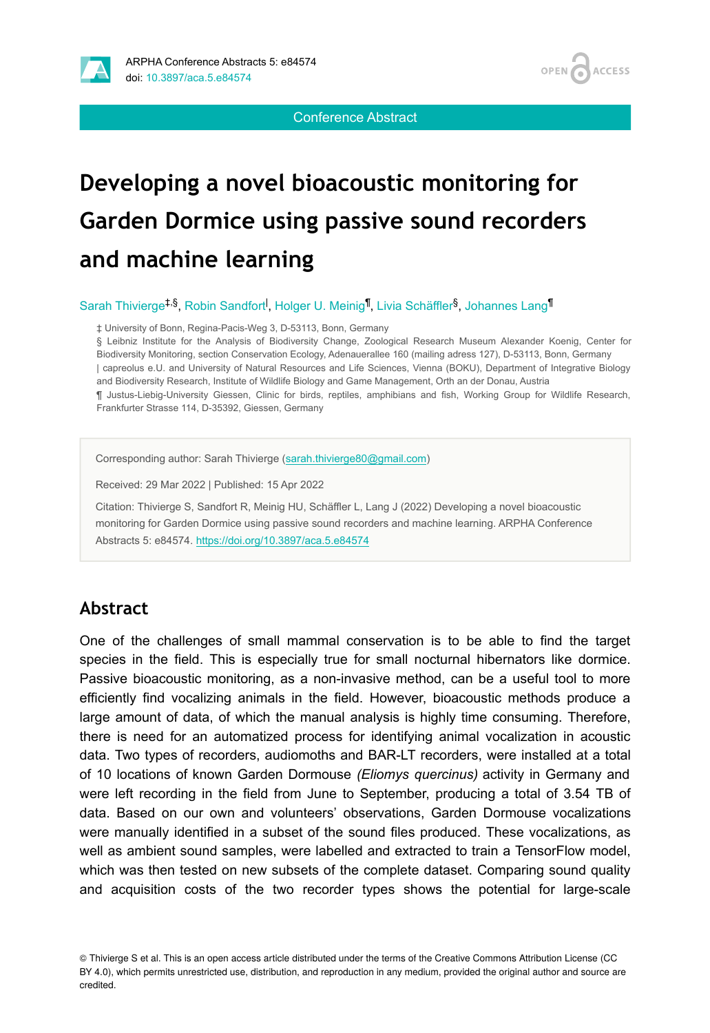Conference Abstract

# Developing a novel bioacoustic monitoring for Garden Dormice using passive sound recorders and machine learning

Sarah Thivierge[‡,§], Robin Sandfort[|], Holger U. Meinig[¶], Livia Schäffler[§], Johannes Lang[¶]

‡ University of Bonn, Regina-Pacis-Weg 3, D-53113, Bonn, Germany

§ Leibniz Institute for the Analysis of Biodiversity Change, Zoological Research Museum Alexander Koenig, Center for Biodiversity Monitoring, section Conservation Ecology, Adenauerallee 160 (mailing adress 127), D-53113, Bonn, Germany

| capreolus e.U. and University of Natural Resources and Life Sciences, Vienna (BOKU), Department of Integrative Biology and Biodiversity Research, Institute of Wildlife Biology and Game Management, Orth an der Donau, Austria

¶ Justus-Liebig-University Giessen, Clinic for birds, reptiles, amphibians and fish, Working Group for Wildlife Research, Frankfurter Strasse 114, D-35392, Giessen, Germany

Corresponding author: Sarah Thivierge (sarah.thivierge80@gmail.com)

Received: 29 Mar 2022 | Published: 15 Apr 2022

Citation: Thivierge S, Sandfort R, Meinig HU, Schäffler L, Lang J (2022) Developing a novel bioacoustic monitoring for Garden Dormice using passive sound recorders and machine learning. ARPHA Conference Abstracts 5: e84574. https://doi.org/10.3897/aca.5.e84574

## Abstract

One of the challenges of small mammal conservation is to be able to find the target species in the field. This is especially true for small nocturnal hibernators like dormice. Passive bioacoustic monitoring, as a non-invasive method, can be a useful tool to more efficiently find vocalizing animals in the field. However, bioacoustic methods produce a large amount of data, of which the manual analysis is highly time consuming. Therefore, there is need for an automatized process for identifying animal vocalization in acoustic data. Two types of recorders, audiomoths and BAR-LT recorders, were installed at a total of 10 locations of known Garden Dormouse *(Eliomys quercinus)* activity in Germany and were left recording in the field from June to September, producing a total of 3.54 TB of data. Based on our own and volunteers' observations, Garden Dormouse vocalizations were manually identified in a subset of the sound files produced. These vocalizations, as well as ambient sound samples, were labelled and extracted to train a TensorFlow model, which was then tested on new subsets of the complete dataset. Comparing sound quality and acquisition costs of the two recorder types shows the potential for large-scale

© Thivierge S et al. This is an open access article distributed under the terms of the Creative Commons Attribution License (CC BY 4.0), which permits unrestricted use, distribution, and reproduction in any medium, provided the original author and source are credited.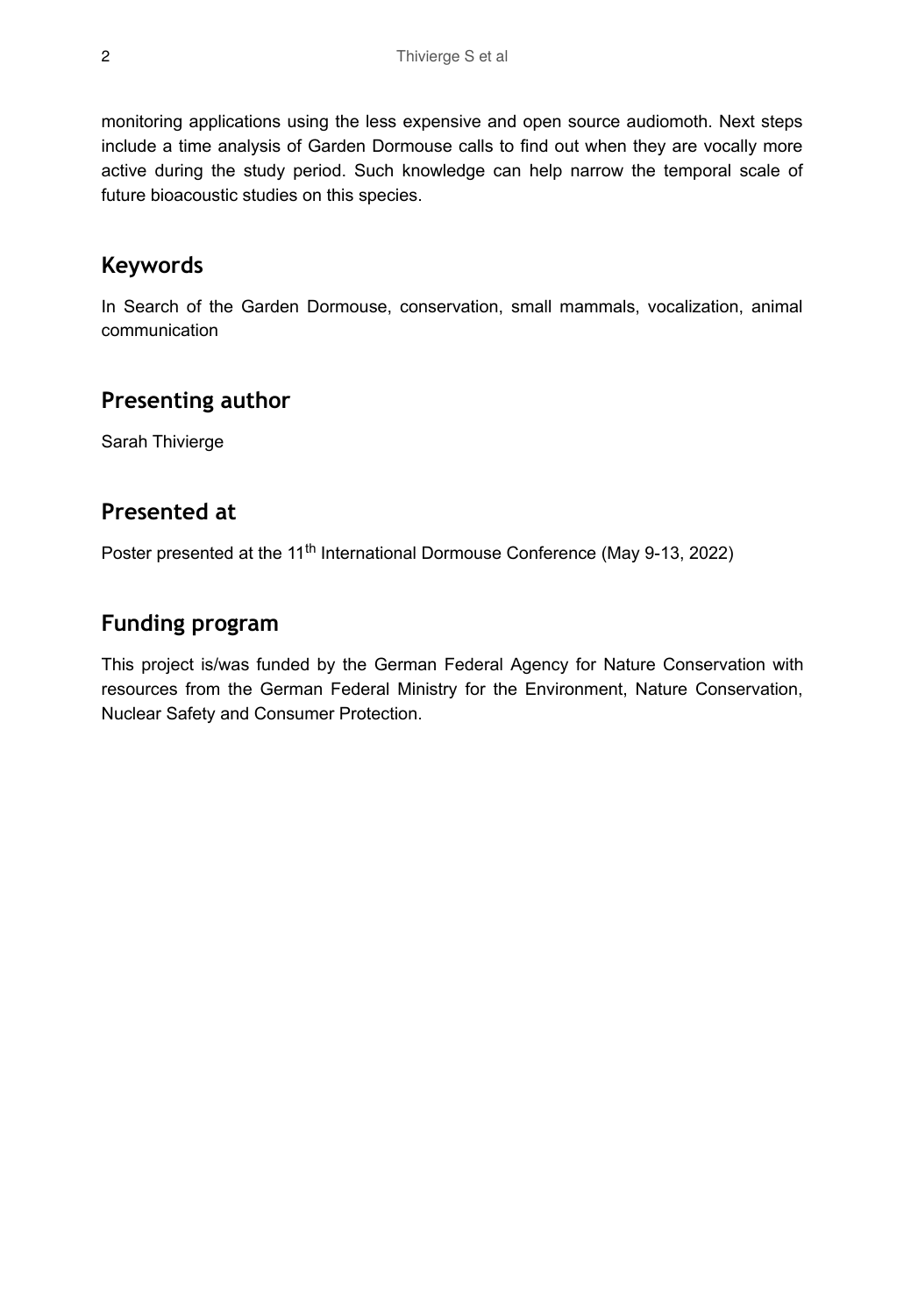monitoring applications using the less expensive and open source audiomoth. Next steps include a time analysis of Garden Dormouse calls to find out when they are vocally more active during the study period. Such knowledge can help narrow the temporal scale of future bioacoustic studies on this species.

## Keywords

In Search of the Garden Dormouse, conservation, small mammals, vocalization, animal communication

## Presenting author

Sarah Thivierge

## Presented at

Poster presented at the 11th International Dormouse Conference (May 9-13, 2022)

## Funding program

This project is/was funded by the German Federal Agency for Nature Conservation with resources from the German Federal Ministry for the Environment, Nature Conservation, Nuclear Safety and Consumer Protection.